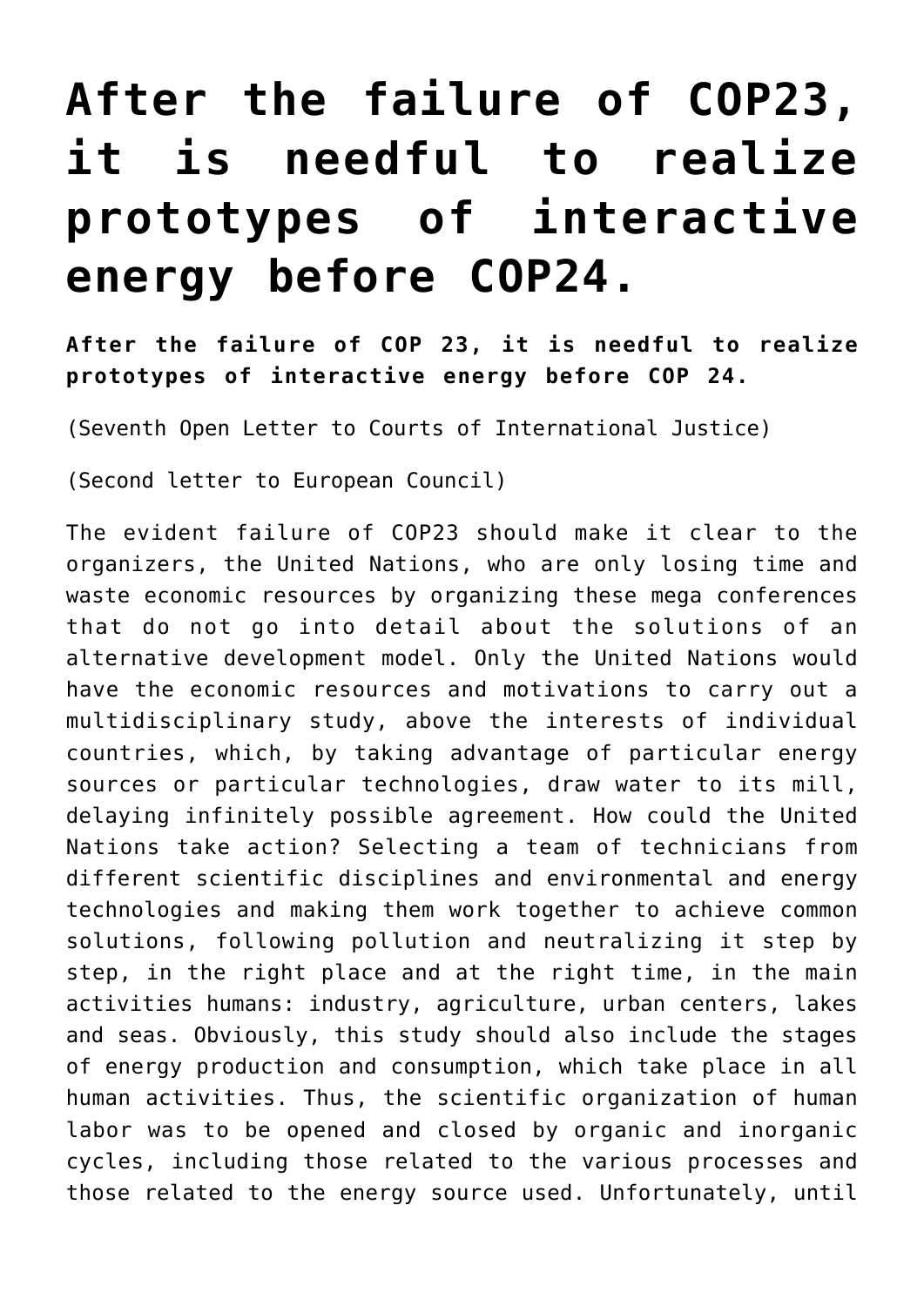# After the failure of COP23, it is needful to realize prototypes of interactive energy before COP24.

**After the failure of COP 23, it is needful to realize prototypes of interactive energy before COP 24.**

(Seventh Open Letter to Courts of International Justice)

(Second letter to European Council)

The evident failure of COP23 should make it clear to the organizers, the United Nations, who are only losing time and waste economic resources by organizing these mega conferences that do not go into detail about the solutions of an alternative development model. Only the United Nations would have the economic resources and motivations to carry out a multidisciplinary study, above the interests of individual countries, which, by taking advantage of particular energy sources or particular technologies, draw water to its mill, delaying infinitely possible agreement. How could the United Nations take action? Selecting a team of technicians from different scientific disciplines and environmental and energy technologies and making them work together to achieve common solutions, following pollution and neutralizing it step by step, in the right place and at the right time, in the main activities humans: industry, agriculture, urban centers, lakes and seas. Obviously, this study should also include the stages of energy production and consumption, which take place in all human activities. Thus, the scientific organization of human labor was to be opened and closed by organic and inorganic cycles, including those related to the various processes and those related to the energy source used. Unfortunately, until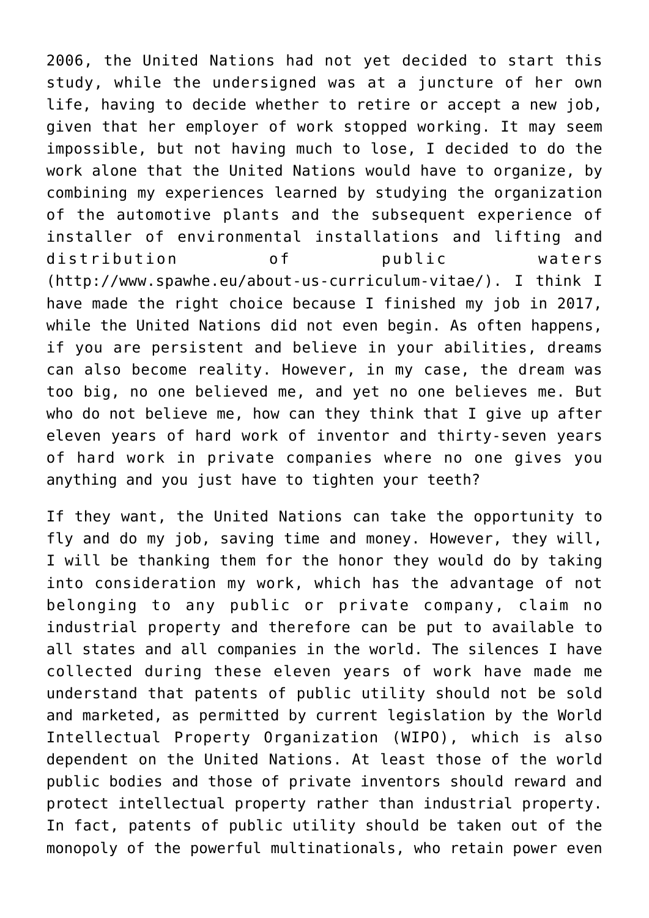2006, the United Nations had not yet decided to start this study, while the undersigned was at a juncture of her own life, having to decide whether to retire or accept a new job, given that her employer of work stopped working. It may seem impossible, but not having much to lose, I decided to do the work alone that the United Nations would have to organize, by combining my experiences learned by studying the organization of the automotive plants and the subsequent experience of installer of environmental installations and lifting and distribution of public waters (http://www.spawhe.eu/about-us-curriculum-vitae/). I think I have made the right choice because I finished my job in 2017, while the United Nations did not even begin. As often happens, if you are persistent and believe in your abilities, dreams can also become reality. However, in my case, the dream was too big, no one believed me, and yet no one believes me. But who do not believe me, how can they think that I give up after eleven years of hard work of inventor and thirty-seven years of hard work in private companies where no one gives you anything and you just have to tighten your teeth?

If they want, the United Nations can take the opportunity to fly and do my job, saving time and money. However, they will, I will be thanking them for the honor they would do by taking into consideration my work, which has the advantage of not belonging to any public or private company, claim no industrial property and therefore can be put to available to all states and all companies in the world. The silences I have collected during these eleven years of work have made me understand that patents of public utility should not be sold and marketed, as permitted by current legislation by the World Intellectual Property Organization (WIPO), which is also dependent on the United Nations. At least those of the world public bodies and those of private inventors should reward and protect intellectual property rather than industrial property. In fact, patents of public utility should be taken out of the monopoly of the powerful multinationals, who retain power even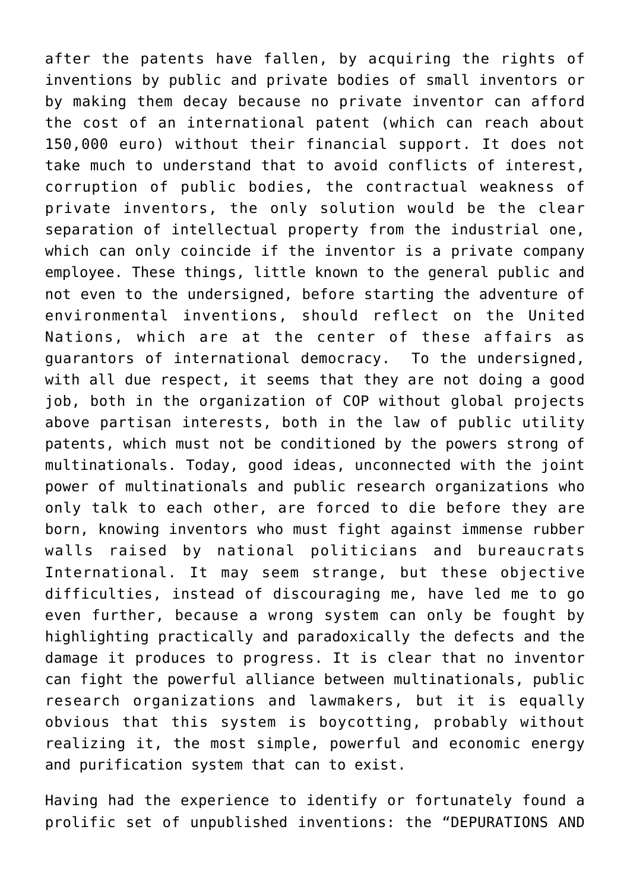after the patents have fallen, by acquiring the rights of inventions by public and private bodies of small inventors or by making them decay because no private inventor can afford the cost of an international patent (which can reach about 150,000 euro) without their financial support. It does not take much to understand that to avoid conflicts of interest, corruption of public bodies, the contractual weakness of private inventors, the only solution would be the clear separation of intellectual property from the industrial one, which can only coincide if the inventor is a private company employee. These things, little known to the general public and not even to the undersigned, before starting the adventure of environmental inventions, should reflect on the United Nations, which are at the center of these affairs as guarantors of international democracy. To the undersigned, with all due respect, it seems that they are not doing a good job, both in the organization of COP without global projects above partisan interests, both in the law of public utility patents, which must not be conditioned by the powers strong of multinationals. Today, good ideas, unconnected with the joint power of multinationals and public research organizations who only talk to each other, are forced to die before they are born, knowing inventors who must fight against immense rubber walls raised by national politicians and bureaucrats International. It may seem strange, but these objective difficulties, instead of discouraging me, have led me to go even further, because a wrong system can only be fought by highlighting practically and paradoxically the defects and the damage it produces to progress. It is clear that no inventor can fight the powerful alliance between multinationals, public research organizations and lawmakers, but it is equally obvious that this system is boycotting, probably without realizing it, the most simple, powerful and economic energy and purification system that can to exist.

Having had the experience to identify or fortunately found a prolific set of unpublished inventions: the "DEPURATIONS AND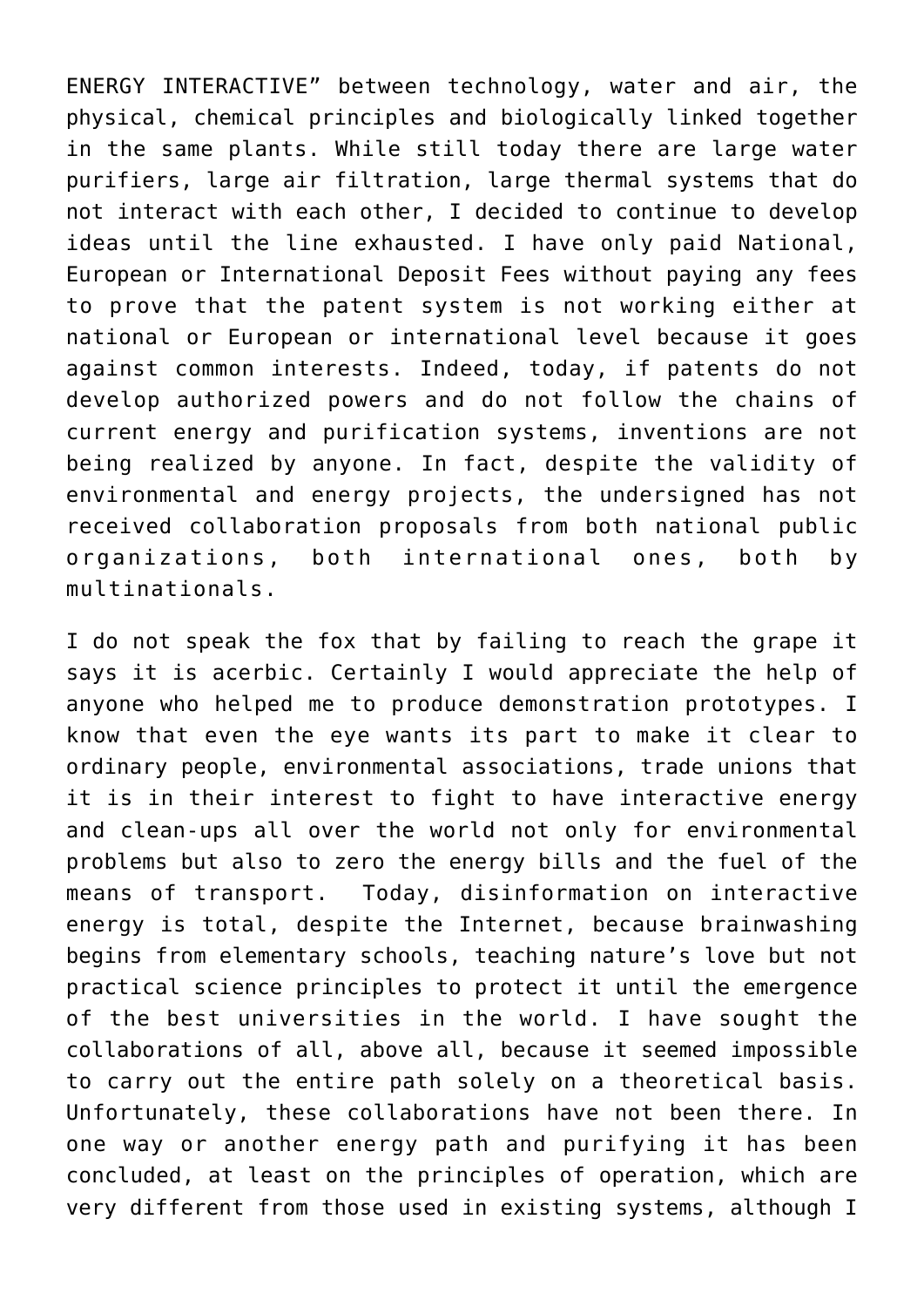ENERGY INTERACTIVE" between technology, water and air, the physical, chemical principles and biologically linked together in the same plants. While still today there are large water purifiers, large air filtration, large thermal systems that do not interact with each other, I decided to continue to develop ideas until the line exhausted. I have only paid National, European or International Deposit Fees without paying any fees to prove that the patent system is not working either at national or European or international level because it goes against common interests. Indeed, today, if patents do not develop authorized powers and do not follow the chains of current energy and purification systems, inventions are not being realized by anyone. In fact, despite the validity of environmental and energy projects, the undersigned has not received collaboration proposals from both national public organizations, both international ones, both by multinationals.

I do not speak the fox that by failing to reach the grape it says it is acerbic. Certainly I would appreciate the help of anyone who helped me to produce demonstration prototypes. I know that even the eye wants its part to make it clear to ordinary people, environmental associations, trade unions that it is in their interest to fight to have interactive energy and clean-ups all over the world not only for environmental problems but also to zero the energy bills and the fuel of the means of transport. Today, disinformation on interactive energy is total, despite the Internet, because brainwashing begins from elementary schools, teaching nature's love but not practical science principles to protect it until the emergence of the best universities in the world. I have sought the collaborations of all, above all, because it seemed impossible to carry out the entire path solely on a theoretical basis. Unfortunately, these collaborations have not been there. In one way or another energy path and purifying it has been concluded, at least on the principles of operation, which are very different from those used in existing systems, although I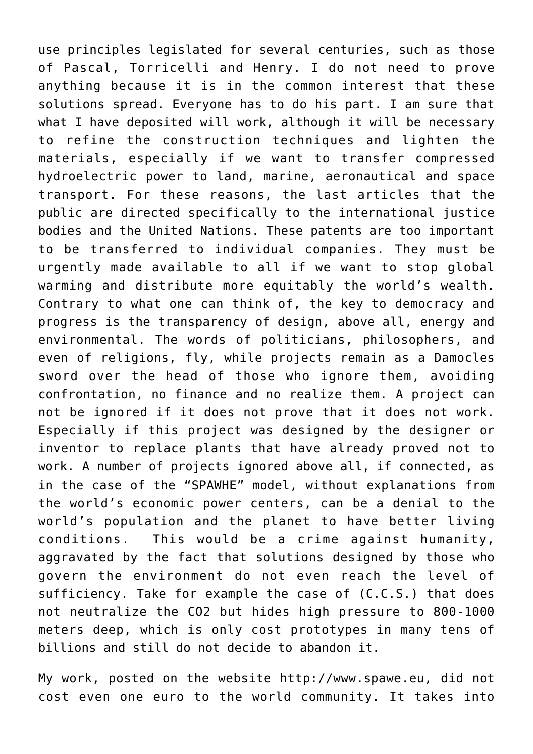use principles legislated for several centuries, such as those of Pascal, Torricelli and Henry. I do not need to prove anything because it is in the common interest that these solutions spread. Everyone has to do his part. I am sure that what I have deposited will work, although it will be necessary to refine the construction techniques and lighten the materials, especially if we want to transfer compressed hydroelectric power to land, marine, aeronautical and space transport. For these reasons, the last articles that the public are directed specifically to the international justice bodies and the United Nations. These patents are too important to be transferred to individual companies. They must be urgently made available to all if we want to stop global warming and distribute more equitably the world's wealth. Contrary to what one can think of, the key to democracy and progress is the transparency of design, above all, energy and environmental. The words of politicians, philosophers, and even of religions, fly, while projects remain as a Damocles sword over the head of those who ignore them, avoiding confrontation, no finance and no realize them. A project can not be ignored if it does not prove that it does not work. Especially if this project was designed by the designer or inventor to replace plants that have already proved not to work. A number of projects ignored above all, if connected, as in the case of the "SPAWHE" model, without explanations from the world's economic power centers, can be a denial to the world's population and the planet to have better living conditions. This would be a crime against humanity, aggravated by the fact that solutions designed by those who govern the environment do not even reach the level of sufficiency. Take for example the case of (C.C.S.) that does not neutralize the $CO_2$ but hides high pressure to 800-1000 meters deep, which is only cost prototypes in many tens of billions and still do not decide to abandon it.

My work, posted on the website http://www.spawe.eu, did not cost even one euro to the world community. It takes into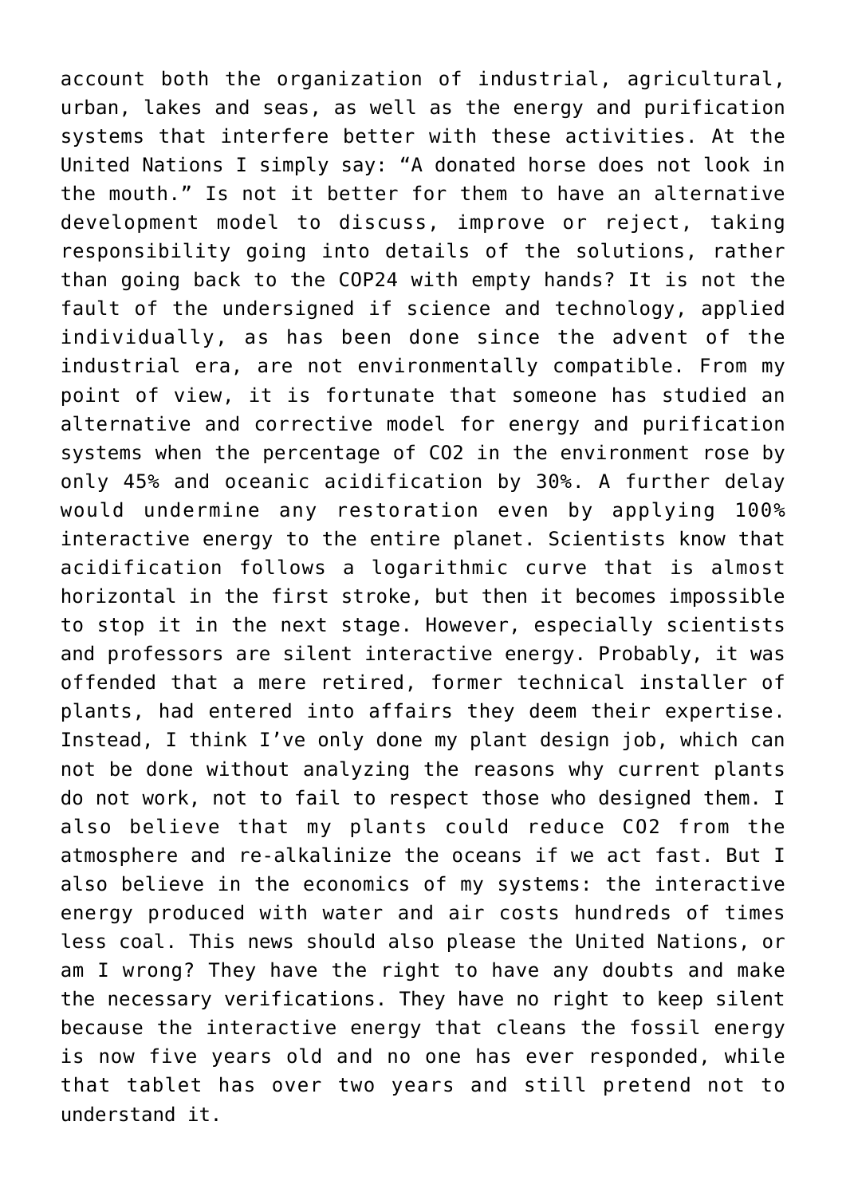account both the organization of industrial, agricultural, urban, lakes and seas, as well as the energy and purification systems that interfere better with these activities. At the United Nations I simply say: “A donated horse does not look in the mouth.” Is not it better for them to have an alternative development model to discuss, improve or reject, taking responsibility going into details of the solutions, rather than going back to the COP24 with empty hands? It is not the fault of the undersigned if science and technology, applied individually, as has been done since the advent of the industrial era, are not environmentally compatible. From my point of view, it is fortunate that someone has studied an alternative and corrective model for energy and purification systems when the percentage of $CO_2$ in the environment rose by only 45% and oceanic acidification by 30%. A further delay would undermine any restoration even by applying 100% interactive energy to the entire planet. Scientists know that acidification follows a logarithmic curve that is almost horizontal in the first stroke, but then it becomes impossible to stop it in the next stage. However, especially scientists and professors are silent interactive energy. Probably, it was offended that a mere retired, former technical installer of plants, had entered into affairs they deem their expertise. Instead, I think I’ve only done my plant design job, which can not be done without analyzing the reasons why current plants do not work, not to fail to respect those who designed them. I also believe that my plants could reduce $CO_2$ from the atmosphere and re-alkalinize the oceans if we act fast. But I also believe in the economics of my systems: the interactive energy produced with water and air costs hundreds of times less coal. This news should also please the United Nations, or am I wrong? They have the right to have any doubts and make the necessary verifications. They have no right to keep silent because the interactive energy that cleans the fossil energy is now five years old and no one has ever responded, while that tablet has over two years and still pretend not to understand it.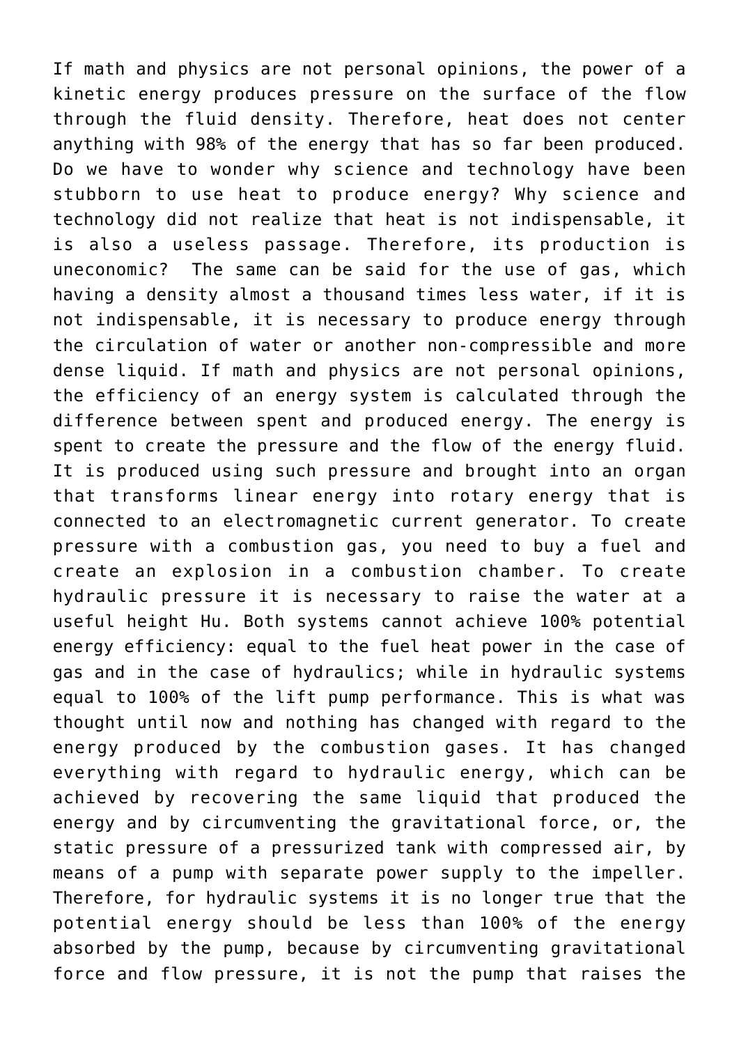If math and physics are not personal opinions, the power of a kinetic energy produces pressure on the surface of the flow through the fluid density. Therefore, heat does not center anything with 98% of the energy that has so far been produced. Do we have to wonder why science and technology have been stubborn to use heat to produce energy? Why science and technology did not realize that heat is not indispensable, it is also a useless passage. Therefore, its production is uneconomic? The same can be said for the use of gas, which having a density almost a thousand times less water, if it is not indispensable, it is necessary to produce energy through the circulation of water or another non-compressible and more dense liquid. If math and physics are not personal opinions, the efficiency of an energy system is calculated through the difference between spent and produced energy. The energy is spent to create the pressure and the flow of the energy fluid. It is produced using such pressure and brought into an organ that transforms linear energy into rotary energy that is connected to an electromagnetic current generator. To create pressure with a combustion gas, you need to buy a fuel and create an explosion in a combustion chamber. To create hydraulic pressure it is necessary to raise the water at a useful height Hu. Both systems cannot achieve 100% potential energy efficiency: equal to the fuel heat power in the case of gas and in the case of hydraulics; while in hydraulic systems equal to 100% of the lift pump performance. This is what was thought until now and nothing has changed with regard to the energy produced by the combustion gases. It has changed everything with regard to hydraulic energy, which can be achieved by recovering the same liquid that produced the energy and by circumventing the gravitational force, or, the static pressure of a pressurized tank with compressed air, by means of a pump with separate power supply to the impeller. Therefore, for hydraulic systems it is no longer true that the potential energy should be less than 100% of the energy absorbed by the pump, because by circumventing gravitational force and flow pressure, it is not the pump that raises the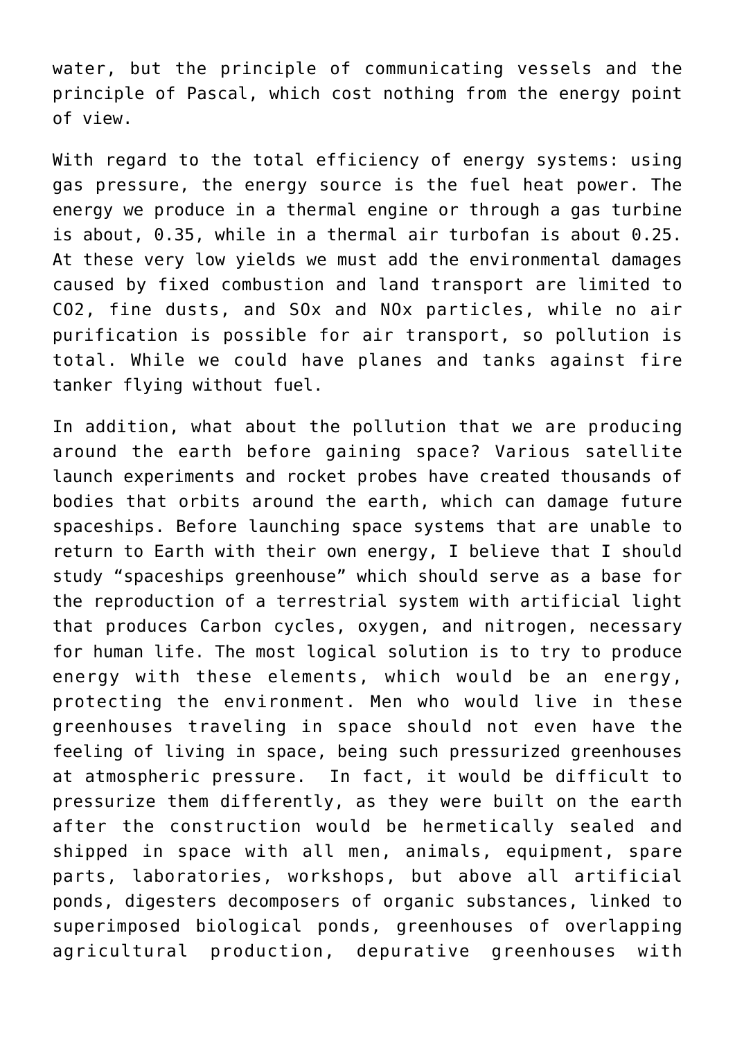water, but the principle of communicating vessels and the principle of Pascal, which cost nothing from the energy point of view.

With regard to the total efficiency of energy systems: using gas pressure, the energy source is the fuel heat power. The energy we produce in a thermal engine or through a gas turbine is about, 0.35, while in a thermal air turbofan is about 0.25. At these very low yields we must add the environmental damages caused by fixed combustion and land transport are limited to $CO_2$, fine dusts, and $SO_x$ and $NO_x$ particles, while no air purification is possible for air transport, so pollution is total. While we could have planes and tanks against fire tanker flying without fuel.

In addition, what about the pollution that we are producing around the earth before gaining space? Various satellite launch experiments and rocket probes have created thousands of bodies that orbits around the earth, which can damage future spaceships. Before launching space systems that are unable to return to Earth with their own energy, I believe that I should study "spaceships greenhouse" which should serve as a base for the reproduction of a terrestrial system with artificial light that produces Carbon cycles, oxygen, and nitrogen, necessary for human life. The most logical solution is to try to produce energy with these elements, which would be an energy, protecting the environment. Men who would live in these greenhouses traveling in space should not even have the feeling of living in space, being such pressurized greenhouses at atmospheric pressure. In fact, it would be difficult to pressurize them differently, as they were built on the earth after the construction would be hermetically sealed and shipped in space with all men, animals, equipment, spare parts, laboratories, workshops, but above all artificial ponds, digesters decomposers of organic substances, linked to superimposed biological ponds, greenhouses of overlapping agricultural production, depurative greenhouses with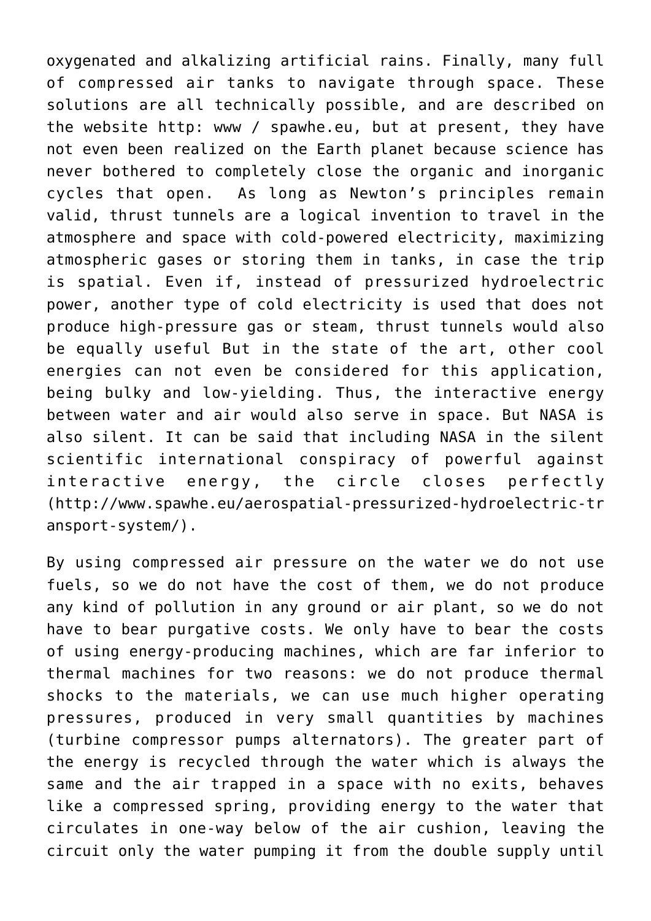oxygenated and alkalizing artificial rains. Finally, many full of compressed air tanks to navigate through space. These solutions are all technically possible, and are described on the website http: www / spawhe.eu, but at present, they have not even been realized on the Earth planet because science has never bothered to completely close the organic and inorganic cycles that open. As long as Newton's principles remain valid, thrust tunnels are a logical invention to travel in the atmosphere and space with cold-powered electricity, maximizing atmospheric gases or storing them in tanks, in case the trip is spatial. Even if, instead of pressurized hydroelectric power, another type of cold electricity is used that does not produce high-pressure gas or steam, thrust tunnels would also be equally useful But in the state of the art, other cool energies can not even be considered for this application, being bulky and low-yielding. Thus, the interactive energy between water and air would also serve in space. But NASA is also silent. It can be said that including NASA in the silent scientific international conspiracy of powerful against interactive energy, the circle closes perfectly (http://www.spawhe.eu/aerospatial-pressurized-hydroelectric-transport-system/).

By using compressed air pressure on the water we do not use fuels, so we do not have the cost of them, we do not produce any kind of pollution in any ground or air plant, so we do not have to bear purgative costs. We only have to bear the costs of using energy-producing machines, which are far inferior to thermal machines for two reasons: we do not produce thermal shocks to the materials, we can use much higher operating pressures, produced in very small quantities by machines (turbine compressor pumps alternators). The greater part of the energy is recycled through the water which is always the same and the air trapped in a space with no exits, behaves like a compressed spring, providing energy to the water that circulates in one-way below of the air cushion, leaving the circuit only the water pumping it from the double supply until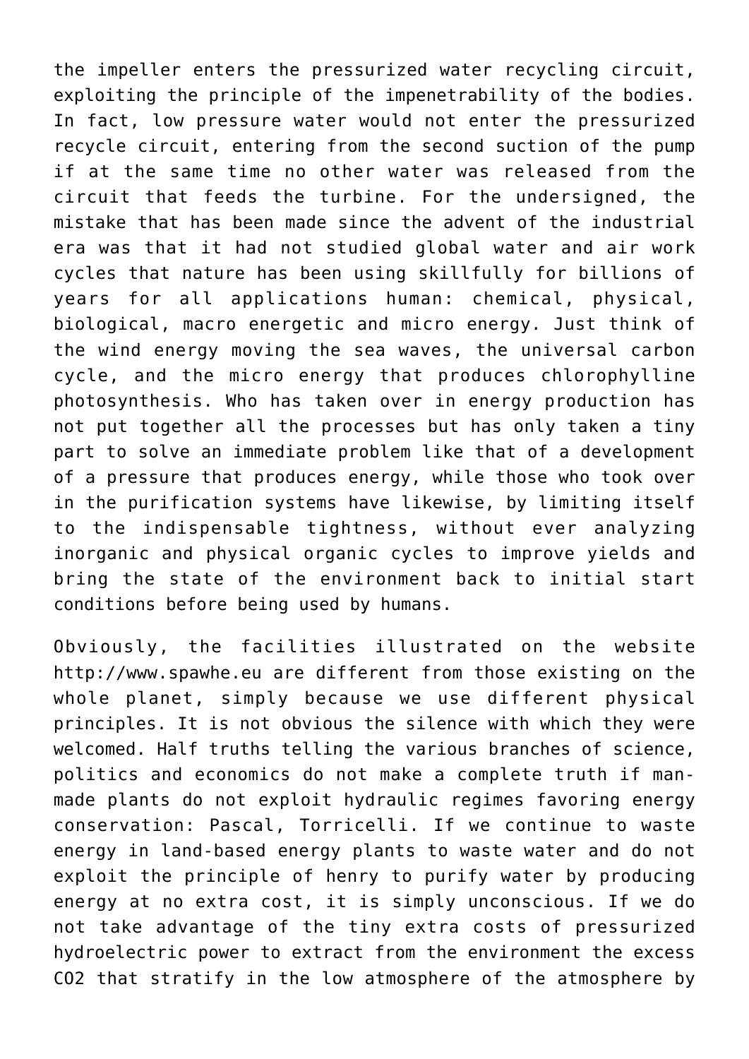the impeller enters the pressurized water recycling circuit, exploiting the principle of the impenetrability of the bodies. In fact, low pressure water would not enter the pressurized recycle circuit, entering from the second suction of the pump if at the same time no other water was released from the circuit that feeds the turbine. For the undersigned, the mistake that has been made since the advent of the industrial era was that it had not studied global water and air work cycles that nature has been using skillfully for billions of years for all applications human: chemical, physical, biological, macro energetic and micro energy. Just think of the wind energy moving the sea waves, the universal carbon cycle, and the micro energy that produces chlorophylline photosynthesis. Who has taken over in energy production has not put together all the processes but has only taken a tiny part to solve an immediate problem like that of a development of a pressure that produces energy, while those who took over in the purification systems have likewise, by limiting itself to the indispensable tightness, without ever analyzing inorganic and physical organic cycles to improve yields and bring the state of the environment back to initial start conditions before being used by humans.

Obviously, the facilities illustrated on the website http://www.spawhe.eu are different from those existing on the whole planet, simply because we use different physical principles. It is not obvious the silence with which they were welcomed. Half truths telling the various branches of science, politics and economics do not make a complete truth if man-made plants do not exploit hydraulic regimes favoring energy conservation: Pascal, Torricelli. If we continue to waste energy in land-based energy plants to waste water and do not exploit the principle of henry to purify water by producing energy at no extra cost, it is simply unconscious. If we do not take advantage of the tiny extra costs of pressurized hydroelectric power to extract from the environment the excess $CO_2$ that stratify in the low atmosphere of the atmosphere by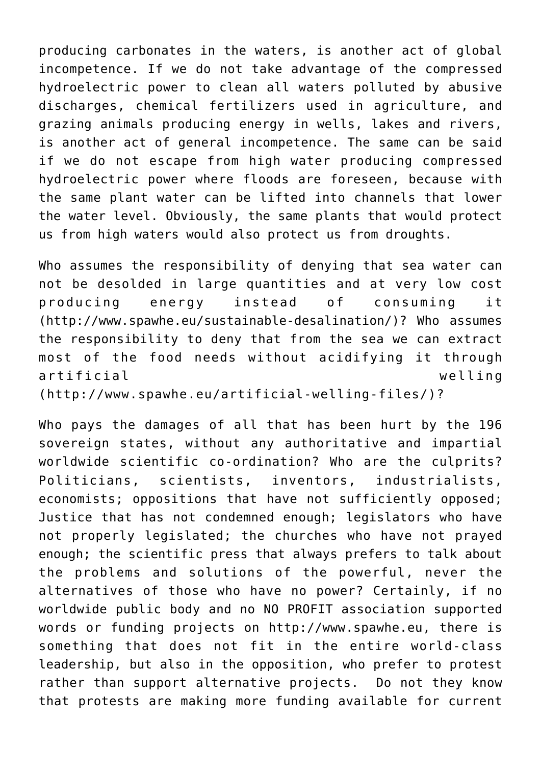producing carbonates in the waters, is another act of global incompetence. If we do not take advantage of the compressed hydroelectric power to clean all waters polluted by abusive discharges, chemical fertilizers used in agriculture, and grazing animals producing energy in wells, lakes and rivers, is another act of general incompetence. The same can be said if we do not escape from high water producing compressed hydroelectric power where floods are foreseen, because with the same plant water can be lifted into channels that lower the water level. Obviously, the same plants that would protect us from high waters would also protect us from droughts.

Who assumes the responsibility of denying that sea water can not be desolded in large quantities and at very low cost producing energy instead of consuming it (http://www.spawhe.eu/sustainable-desalination/)? Who assumes the responsibility to deny that from the sea we can extract most of the food needs without acidifying it through artificial welling (http://www.spawhe.eu/artificial-welling-files/)?

Who pays the damages of all that has been hurt by the 196 sovereign states, without any authoritative and impartial worldwide scientific co-ordination? Who are the culprits? Politicians, scientists, inventors, industrialists, economists; oppositions that have not sufficiently opposed; Justice that has not condemned enough; legislators who have not properly legislated; the churches who have not prayed enough; the scientific press that always prefers to talk about the problems and solutions of the powerful, never the alternatives of those who have no power? Certainly, if no worldwide public body and no NO PROFIT association supported words or funding projects on http://www.spawhe.eu, there is something that does not fit in the entire world-class leadership, but also in the opposition, who prefer to protest rather than support alternative projects. Do not they know that protests are making more funding available for current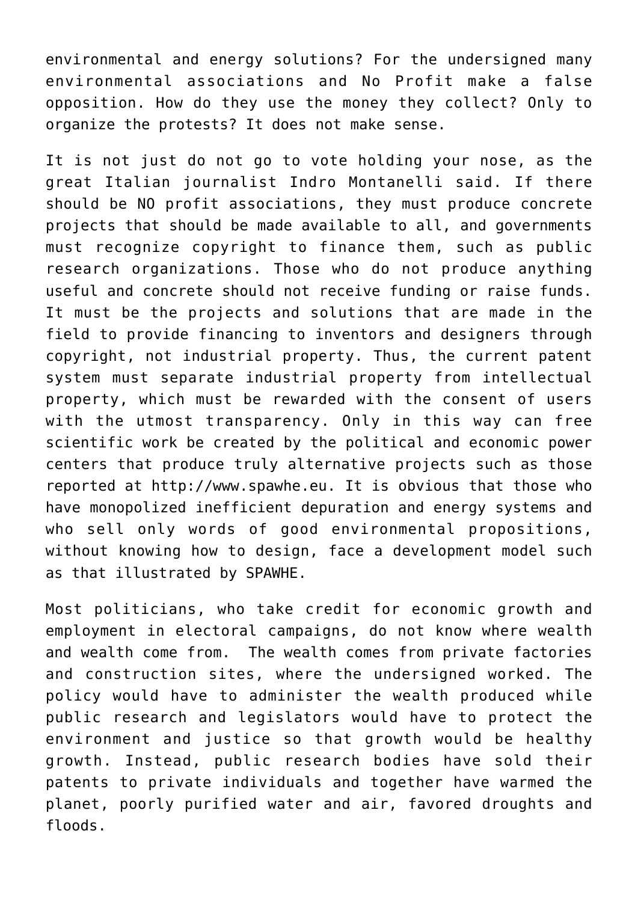environmental and energy solutions? For the undersigned many environmental associations and No Profit make a false opposition. How do they use the money they collect? Only to organize the protests? It does not make sense.

It is not just do not go to vote holding your nose, as the great Italian journalist Indro Montanelli said. If there should be NO profit associations, they must produce concrete projects that should be made available to all, and governments must recognize copyright to finance them, such as public research organizations. Those who do not produce anything useful and concrete should not receive funding or raise funds. It must be the projects and solutions that are made in the field to provide financing to inventors and designers through copyright, not industrial property. Thus, the current patent system must separate industrial property from intellectual property, which must be rewarded with the consent of users with the utmost transparency. Only in this way can free scientific work be created by the political and economic power centers that produce truly alternative projects such as those reported at http://www.spawhe.eu. It is obvious that those who have monopolized inefficient depuration and energy systems and who sell only words of good environmental propositions, without knowing how to design, face a development model such as that illustrated by SPAWHE.

Most politicians, who take credit for economic growth and employment in electoral campaigns, do not know where wealth and wealth come from.  The wealth comes from private factories and construction sites, where the undersigned worked. The policy would have to administer the wealth produced while public research and legislators would have to protect the environment and justice so that growth would be healthy growth. Instead, public research bodies have sold their patents to private individuals and together have warmed the planet, poorly purified water and air, favored droughts and floods.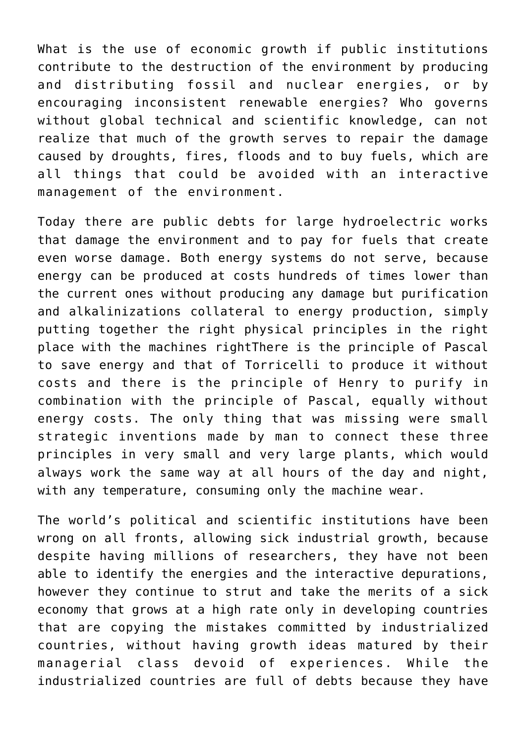What is the use of economic growth if public institutions contribute to the destruction of the environment by producing and distributing fossil and nuclear energies, or by encouraging inconsistent renewable energies? Who governs without global technical and scientific knowledge, can not realize that much of the growth serves to repair the damage caused by droughts, fires, floods and to buy fuels, which are all things that could be avoided with an interactive management of the environment.

Today there are public debts for large hydroelectric works that damage the environment and to pay for fuels that create even worse damage. Both energy systems do not serve, because energy can be produced at costs hundreds of times lower than the current ones without producing any damage but purification and alkalinizations collateral to energy production, simply putting together the right physical principles in the right place with the machines rightThere is the principle of Pascal to save energy and that of Torricelli to produce it without costs and there is the principle of Henry to purify in combination with the principle of Pascal, equally without energy costs. The only thing that was missing were small strategic inventions made by man to connect these three principles in very small and very large plants, which would always work the same way at all hours of the day and night, with any temperature, consuming only the machine wear.

The world's political and scientific institutions have been wrong on all fronts, allowing sick industrial growth, because despite having millions of researchers, they have not been able to identify the energies and the interactive depurations, however they continue to strut and take the merits of a sick economy that grows at a high rate only in developing countries that are copying the mistakes committed by industrialized countries, without having growth ideas matured by their managerial class devoid of experiences. While the industrialized countries are full of debts because they have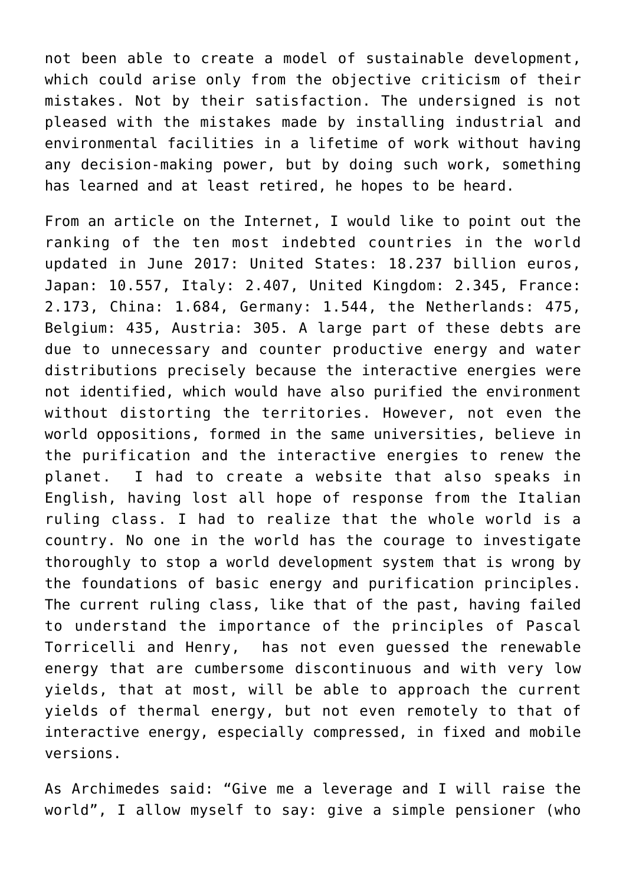not been able to create a model of sustainable development, which could arise only from the objective criticism of their mistakes. Not by their satisfaction. The undersigned is not pleased with the mistakes made by installing industrial and environmental facilities in a lifetime of work without having any decision-making power, but by doing such work, something has learned and at least retired, he hopes to be heard.

From an article on the Internet, I would like to point out the ranking of the ten most indebted countries in the world updated in June 2017: United States: 18.237 billion euros, Japan: 10.557, Italy: 2.407, United Kingdom: 2.345, France: 2.173, China: 1.684, Germany: 1.544, the Netherlands: 475, Belgium: 435, Austria: 305. A large part of these debts are due to unnecessary and counter productive energy and water distributions precisely because the interactive energies were not identified, which would have also purified the environment without distorting the territories. However, not even the world oppositions, formed in the same universities, believe in the purification and the interactive energies to renew the planet. I had to create a website that also speaks in English, having lost all hope of response from the Italian ruling class. I had to realize that the whole world is a country. No one in the world has the courage to investigate thoroughly to stop a world development system that is wrong by the foundations of basic energy and purification principles. The current ruling class, like that of the past, having failed to understand the importance of the principles of Pascal Torricelli and Henry, has not even guessed the renewable energy that are cumbersome discontinuous and with very low yields, that at most, will be able to approach the current yields of thermal energy, but not even remotely to that of interactive energy, especially compressed, in fixed and mobile versions.

As Archimedes said: “Give me a leverage and I will raise the world”, I allow myself to say: give a simple pensioner (who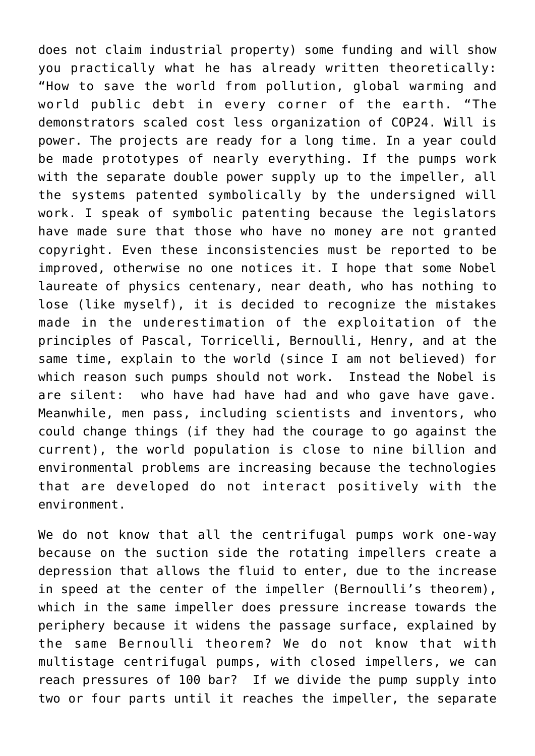does not claim industrial property) some funding and will show you practically what he has already written theoretically: "How to save the world from pollution, global warming and world public debt in every corner of the earth. "The demonstrators scaled cost less organization of COP24. Will is power. The projects are ready for a long time. In a year could be made prototypes of nearly everything. If the pumps work with the separate double power supply up to the impeller, all the systems patented symbolically by the undersigned will work. I speak of symbolic patenting because the legislators have made sure that those who have no money are not granted copyright. Even these inconsistencies must be reported to be improved, otherwise no one notices it. I hope that some Nobel laureate of physics centenary, near death, who has nothing to lose (like myself), it is decided to recognize the mistakes made in the underestimation of the exploitation of the principles of Pascal, Torricelli, Bernoulli, Henry, and at the same time, explain to the world (since I am not believed) for which reason such pumps should not work. Instead the Nobel is are silent: who have had have had and who gave have gave. Meanwhile, men pass, including scientists and inventors, who could change things (if they had the courage to go against the current), the world population is close to nine billion and environmental problems are increasing because the technologies that are developed do not interact positively with the environment.

We do not know that all the centrifugal pumps work one-way because on the suction side the rotating impellers create a depression that allows the fluid to enter, due to the increase in speed at the center of the impeller (Bernoulli's theorem), which in the same impeller does pressure increase towards the periphery because it widens the passage surface, explained by the same Bernoulli theorem? We do not know that with multistage centrifugal pumps, with closed impellers, we can reach pressures of 100 bar? If we divide the pump supply into two or four parts until it reaches the impeller, the separate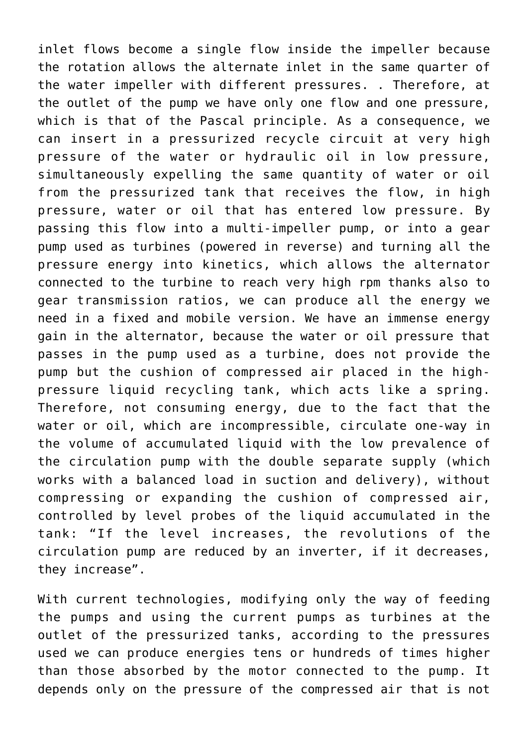inlet flows become a single flow inside the impeller because the rotation allows the alternate inlet in the same quarter of the water impeller with different pressures. . Therefore, at the outlet of the pump we have only one flow and one pressure, which is that of the Pascal principle. As a consequence, we can insert in a pressurized recycle circuit at very high pressure of the water or hydraulic oil in low pressure, simultaneously expelling the same quantity of water or oil from the pressurized tank that receives the flow, in high pressure, water or oil that has entered low pressure. By passing this flow into a multi-impeller pump, or into a gear pump used as turbines (powered in reverse) and turning all the pressure energy into kinetics, which allows the alternator connected to the turbine to reach very high rpm thanks also to gear transmission ratios, we can produce all the energy we need in a fixed and mobile version. We have an immense energy gain in the alternator, because the water or oil pressure that passes in the pump used as a turbine, does not provide the pump but the cushion of compressed air placed in the high-pressure liquid recycling tank, which acts like a spring. Therefore, not consuming energy, due to the fact that the water or oil, which are incompressible, circulate one-way in the volume of accumulated liquid with the low prevalence of the circulation pump with the double separate supply (which works with a balanced load in suction and delivery), without compressing or expanding the cushion of compressed air, controlled by level probes of the liquid accumulated in the tank: "If the level increases, the revolutions of the circulation pump are reduced by an inverter, if it decreases, they increase".

With current technologies, modifying only the way of feeding the pumps and using the current pumps as turbines at the outlet of the pressurized tanks, according to the pressures used we can produce energies tens or hundreds of times higher than those absorbed by the motor connected to the pump. It depends only on the pressure of the compressed air that is not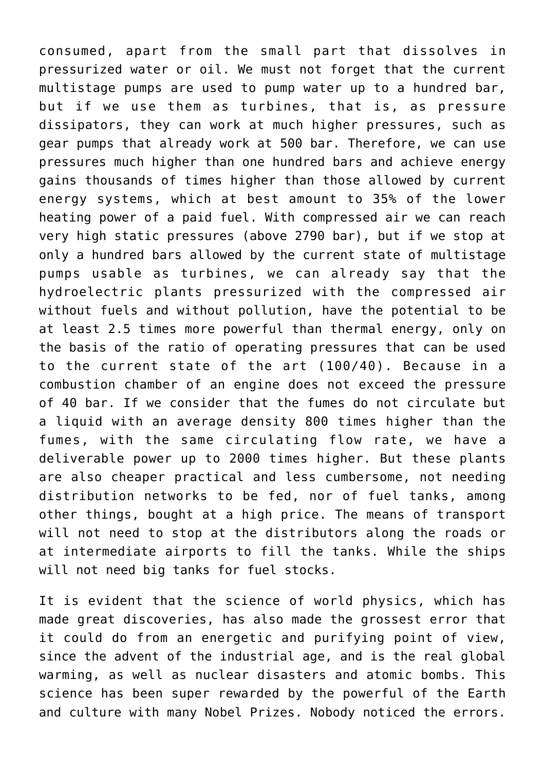consumed, apart from the small part that dissolves in pressurized water or oil. We must not forget that the current multistage pumps are used to pump water up to a hundred bar, but if we use them as turbines, that is, as pressure dissipators, they can work at much higher pressures, such as gear pumps that already work at 500 bar. Therefore, we can use pressures much higher than one hundred bars and achieve energy gains thousands of times higher than those allowed by current energy systems, which at best amount to 35% of the lower heating power of a paid fuel. With compressed air we can reach very high static pressures (above 2790 bar), but if we stop at only a hundred bars allowed by the current state of multistage pumps usable as turbines, we can already say that the hydroelectric plants pressurized with the compressed air without fuels and without pollution, have the potential to be at least 2.5 times more powerful than thermal energy, only on the basis of the ratio of operating pressures that can be used to the current state of the art (100/40). Because in a combustion chamber of an engine does not exceed the pressure of 40 bar. If we consider that the fumes do not circulate but a liquid with an average density 800 times higher than the fumes, with the same circulating flow rate, we have a deliverable power up to 2000 times higher. But these plants are also cheaper practical and less cumbersome, not needing distribution networks to be fed, nor of fuel tanks, among other things, bought at a high price. The means of transport will not need to stop at the distributors along the roads or at intermediate airports to fill the tanks. While the ships will not need big tanks for fuel stocks.

It is evident that the science of world physics, which has made great discoveries, has also made the grossest error that it could do from an energetic and purifying point of view, since the advent of the industrial age, and is the real global warming, as well as nuclear disasters and atomic bombs. This science has been super rewarded by the powerful of the Earth and culture with many Nobel Prizes. Nobody noticed the errors.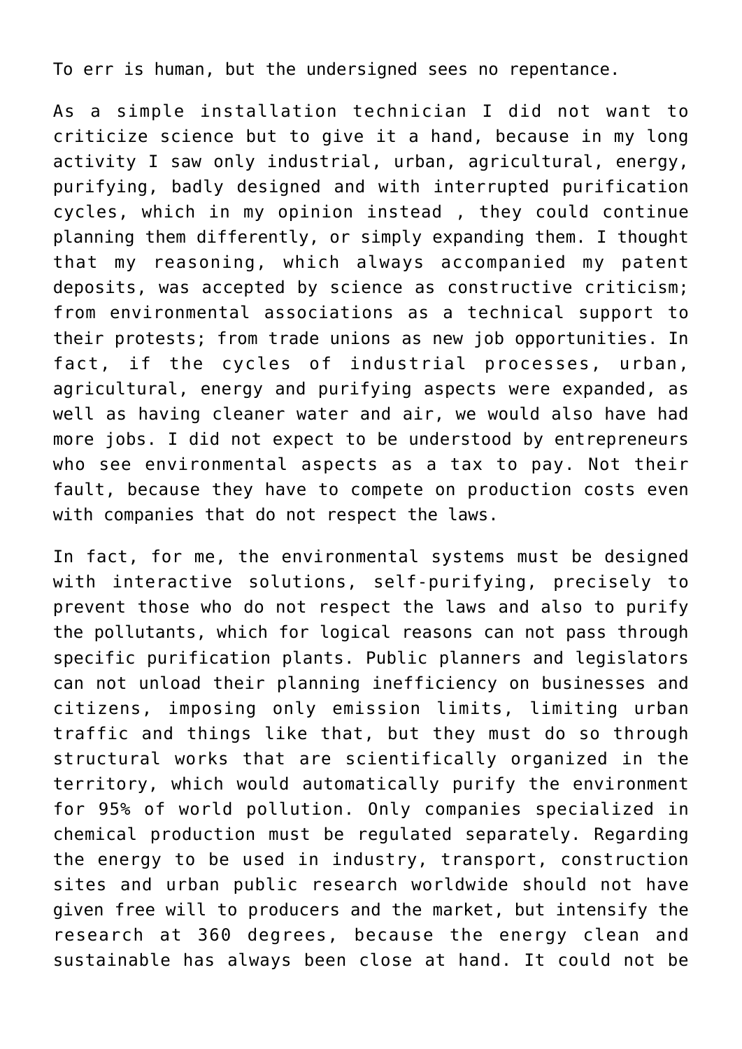To err is human, but the undersigned sees no repentance.

As a simple installation technician I did not want to criticize science but to give it a hand, because in my long activity I saw only industrial, urban, agricultural, energy, purifying, badly designed and with interrupted purification cycles, which in my opinion instead , they could continue planning them differently, or simply expanding them. I thought that my reasoning, which always accompanied my patent deposits, was accepted by science as constructive criticism; from environmental associations as a technical support to their protests; from trade unions as new job opportunities. In fact, if the cycles of industrial processes, urban, agricultural, energy and purifying aspects were expanded, as well as having cleaner water and air, we would also have had more jobs. I did not expect to be understood by entrepreneurs who see environmental aspects as a tax to pay. Not their fault, because they have to compete on production costs even with companies that do not respect the laws.

In fact, for me, the environmental systems must be designed with interactive solutions, self-purifying, precisely to prevent those who do not respect the laws and also to purify the pollutants, which for logical reasons can not pass through specific purification plants. Public planners and legislators can not unload their planning inefficiency on businesses and citizens, imposing only emission limits, limiting urban traffic and things like that, but they must do so through structural works that are scientifically organized in the territory, which would automatically purify the environment for 95% of world pollution. Only companies specialized in chemical production must be regulated separately. Regarding the energy to be used in industry, transport, construction sites and urban public research worldwide should not have given free will to producers and the market, but intensify the research at 360 degrees, because the energy clean and sustainable has always been close at hand. It could not be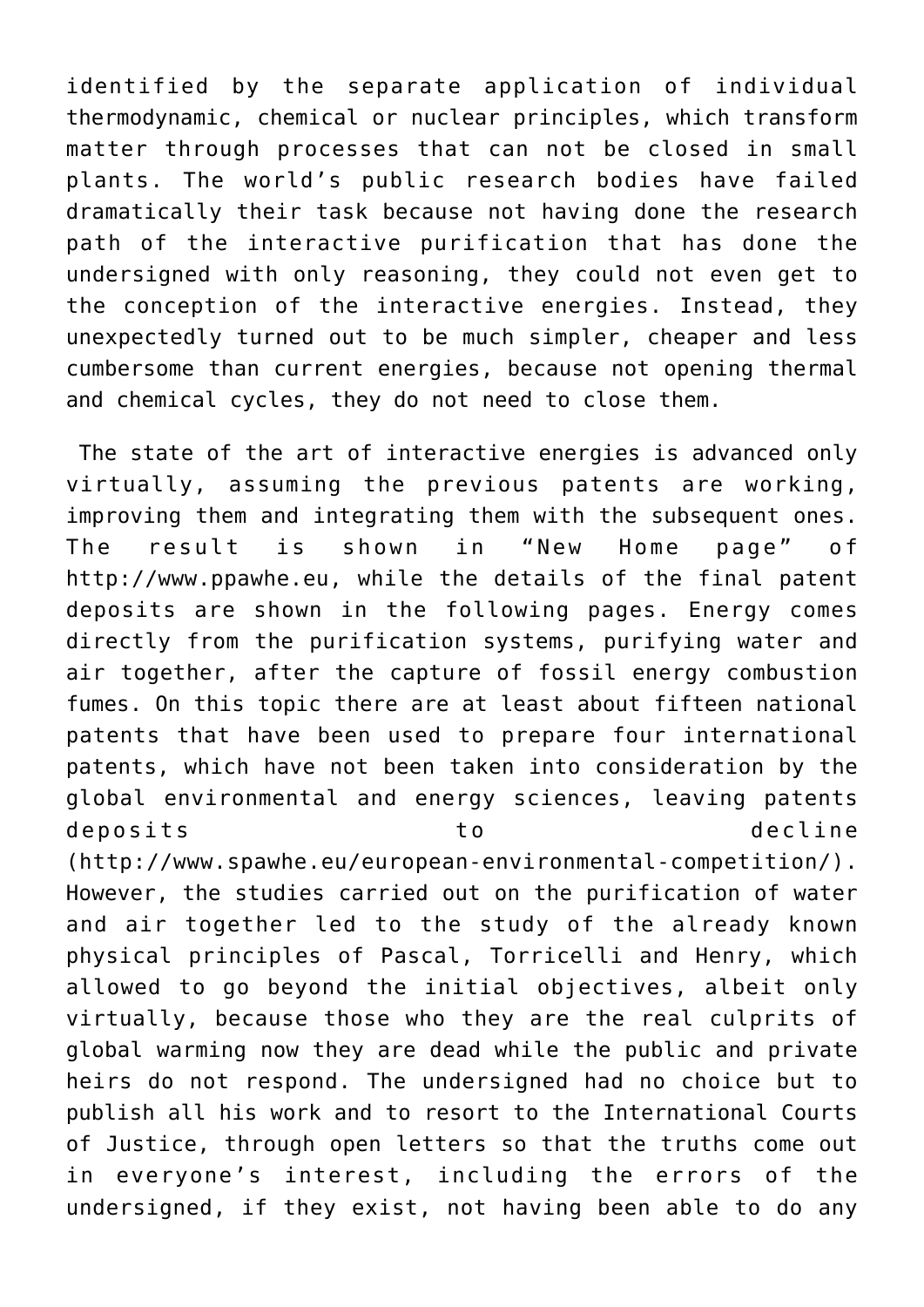identified by the separate application of individual thermodynamic, chemical or nuclear principles, which transform matter through processes that can not be closed in small plants. The world's public research bodies have failed dramatically their task because not having done the research path of the interactive purification that has done the undersigned with only reasoning, they could not even get to the conception of the interactive energies. Instead, they unexpectedly turned out to be much simpler, cheaper and less cumbersome than current energies, because not opening thermal and chemical cycles, they do not need to close them.

The state of the art of interactive energies is advanced only virtually, assuming the previous patents are working, improving them and integrating them with the subsequent ones. The result is shown in "New Home page" of http://www.ppawhe.eu, while the details of the final patent deposits are shown in the following pages. Energy comes directly from the purification systems, purifying water and air together, after the capture of fossil energy combustion fumes. On this topic there are at least about fifteen national patents that have been used to prepare four international patents, which have not been taken into consideration by the global environmental and energy sciences, leaving patents deposits to decline (http://www.spawhe.eu/european-environmental-competition/). However, the studies carried out on the purification of water and air together led to the study of the already known physical principles of Pascal, Torricelli and Henry, which allowed to go beyond the initial objectives, albeit only virtually, because those who they are the real culprits of global warming now they are dead while the public and private heirs do not respond. The undersigned had no choice but to publish all his work and to resort to the International Courts of Justice, through open letters so that the truths come out in everyone's interest, including the errors of the undersigned, if they exist, not having been able to do any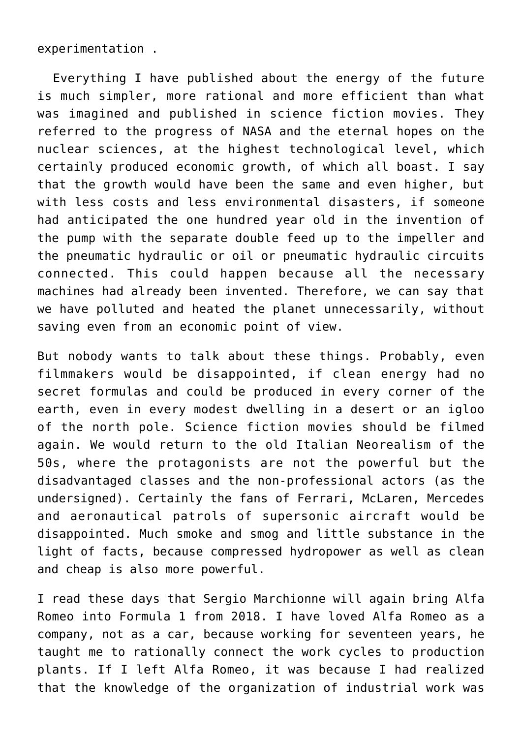experimentation .

Everything I have published about the energy of the future is much simpler, more rational and more efficient than what was imagined and published in science fiction movies. They referred to the progress of NASA and the eternal hopes on the nuclear sciences, at the highest technological level, which certainly produced economic growth, of which all boast. I say that the growth would have been the same and even higher, but with less costs and less environmental disasters, if someone had anticipated the one hundred year old in the invention of the pump with the separate double feed up to the impeller and the pneumatic hydraulic or oil or pneumatic hydraulic circuits connected. This could happen because all the necessary machines had already been invented. Therefore, we can say that we have polluted and heated the planet unnecessarily, without saving even from an economic point of view.

But nobody wants to talk about these things. Probably, even filmmakers would be disappointed, if clean energy had no secret formulas and could be produced in every corner of the earth, even in every modest dwelling in a desert or an igloo of the north pole. Science fiction movies should be filmed again. We would return to the old Italian Neorealism of the 50s, where the protagonists are not the powerful but the disadvantaged classes and the non-professional actors (as the undersigned). Certainly the fans of Ferrari, McLaren, Mercedes and aeronautical patrols of supersonic aircraft would be disappointed. Much smoke and smog and little substance in the light of facts, because compressed hydropower as well as clean and cheap is also more powerful.

I read these days that Sergio Marchionne will again bring Alfa Romeo into Formula 1 from 2018. I have loved Alfa Romeo as a company, not as a car, because working for seventeen years, he taught me to rationally connect the work cycles to production plants. If I left Alfa Romeo, it was because I had realized that the knowledge of the organization of industrial work was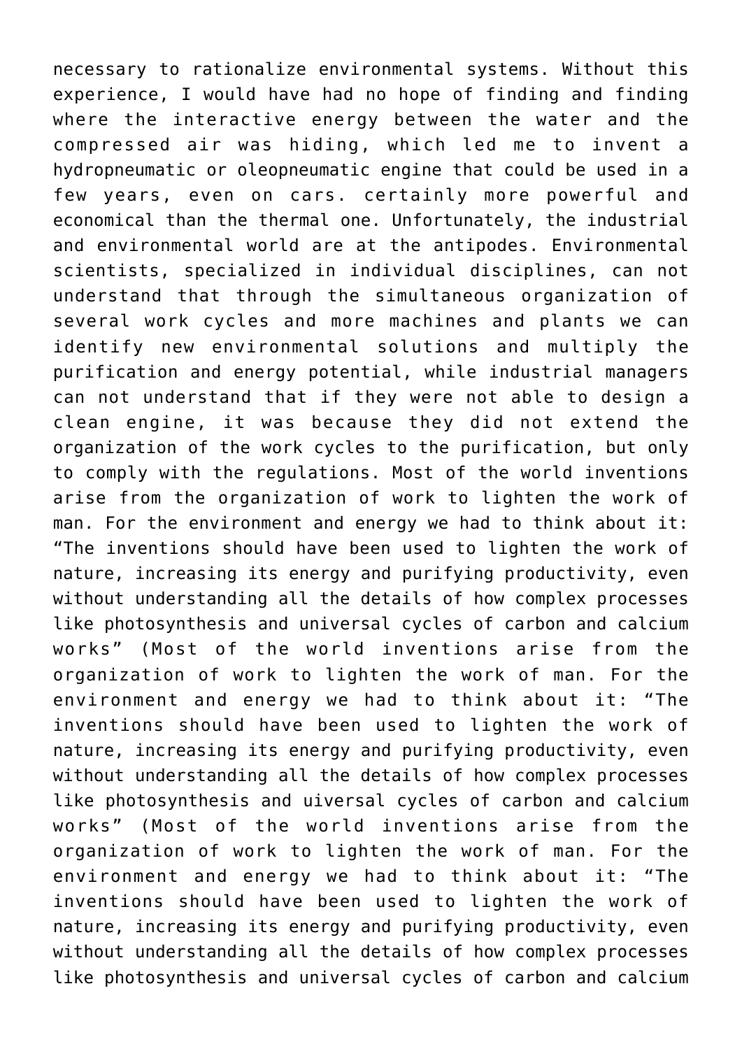necessary to rationalize environmental systems. Without this experience, I would have had no hope of finding and finding where the interactive energy between the water and the compressed air was hiding, which led me to invent a hydropneumatic or oleopneumatic engine that could be used in a few years, even on cars. certainly more powerful and economical than the thermal one. Unfortunately, the industrial and environmental world are at the antipodes. Environmental scientists, specialized in individual disciplines, can not understand that through the simultaneous organization of several work cycles and more machines and plants we can identify new environmental solutions and multiply the purification and energy potential, while industrial managers can not understand that if they were not able to design a clean engine, it was because they did not extend the organization of the work cycles to the purification, but only to comply with the regulations. Most of the world inventions arise from the organization of work to lighten the work of man. For the environment and energy we had to think about it: "The inventions should have been used to lighten the work of nature, increasing its energy and purifying productivity, even without understanding all the details of how complex processes like photosynthesis and universal cycles of carbon and calcium works" (Most of the world inventions arise from the organization of work to lighten the work of man. For the environment and energy we had to think about it: "The inventions should have been used to lighten the work of nature, increasing its energy and purifying productivity, even without understanding all the details of how complex processes like photosynthesis and uiversal cycles of carbon and calcium works" (Most of the world inventions arise from the organization of work to lighten the work of man. For the environment and energy we had to think about it: "The inventions should have been used to lighten the work of nature, increasing its energy and purifying productivity, even without understanding all the details of how complex processes like photosynthesis and universal cycles of carbon and calcium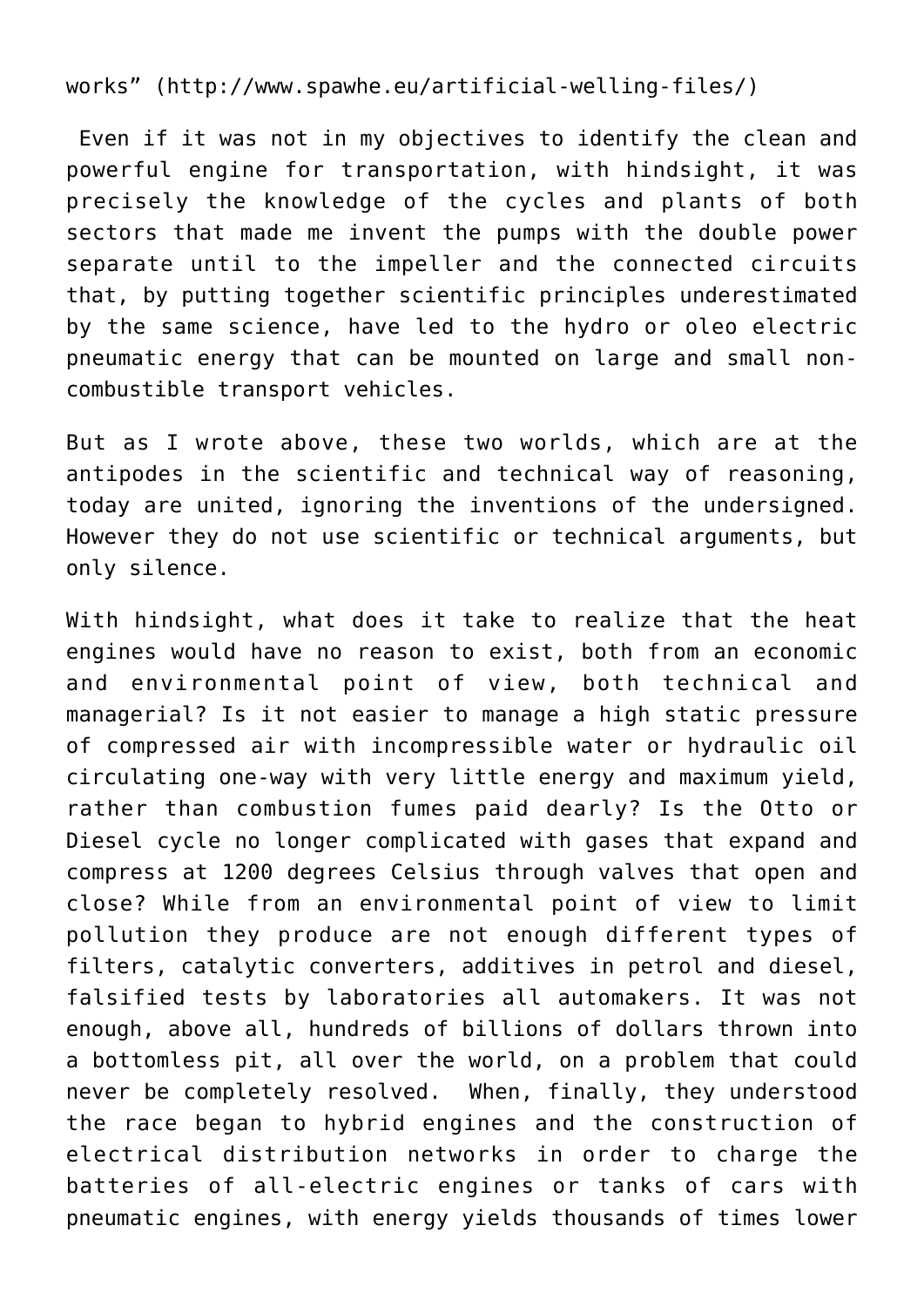works" (http://www.spawhe.eu/artificial-welling-files/)

Even if it was not in my objectives to identify the clean and powerful engine for transportation, with hindsight, it was precisely the knowledge of the cycles and plants of both sectors that made me invent the pumps with the double power separate until to the impeller and the connected circuits that, by putting together scientific principles underestimated by the same science, have led to the hydro or oleo electric pneumatic energy that can be mounted on large and small non-combustible transport vehicles.

But as I wrote above, these two worlds, which are at the antipodes in the scientific and technical way of reasoning, today are united, ignoring the inventions of the undersigned. However they do not use scientific or technical arguments, but only silence.

With hindsight, what does it take to realize that the heat engines would have no reason to exist, both from an economic and environmental point of view, both technical and managerial? Is it not easier to manage a high static pressure of compressed air with incompressible water or hydraulic oil circulating one-way with very little energy and maximum yield, rather than combustion fumes paid dearly? Is the Otto or Diesel cycle no longer complicated with gases that expand and compress at 1200 degrees Celsius through valves that open and close? While from an environmental point of view to limit pollution they produce are not enough different types of filters, catalytic converters, additives in petrol and diesel, falsified tests by laboratories all automakers. It was not enough, above all, hundreds of billions of dollars thrown into a bottomless pit, all over the world, on a problem that could never be completely resolved. When, finally, they understood the race began to hybrid engines and the construction of electrical distribution networks in order to charge the batteries of all-electric engines or tanks of cars with pneumatic engines, with energy yields thousands of times lower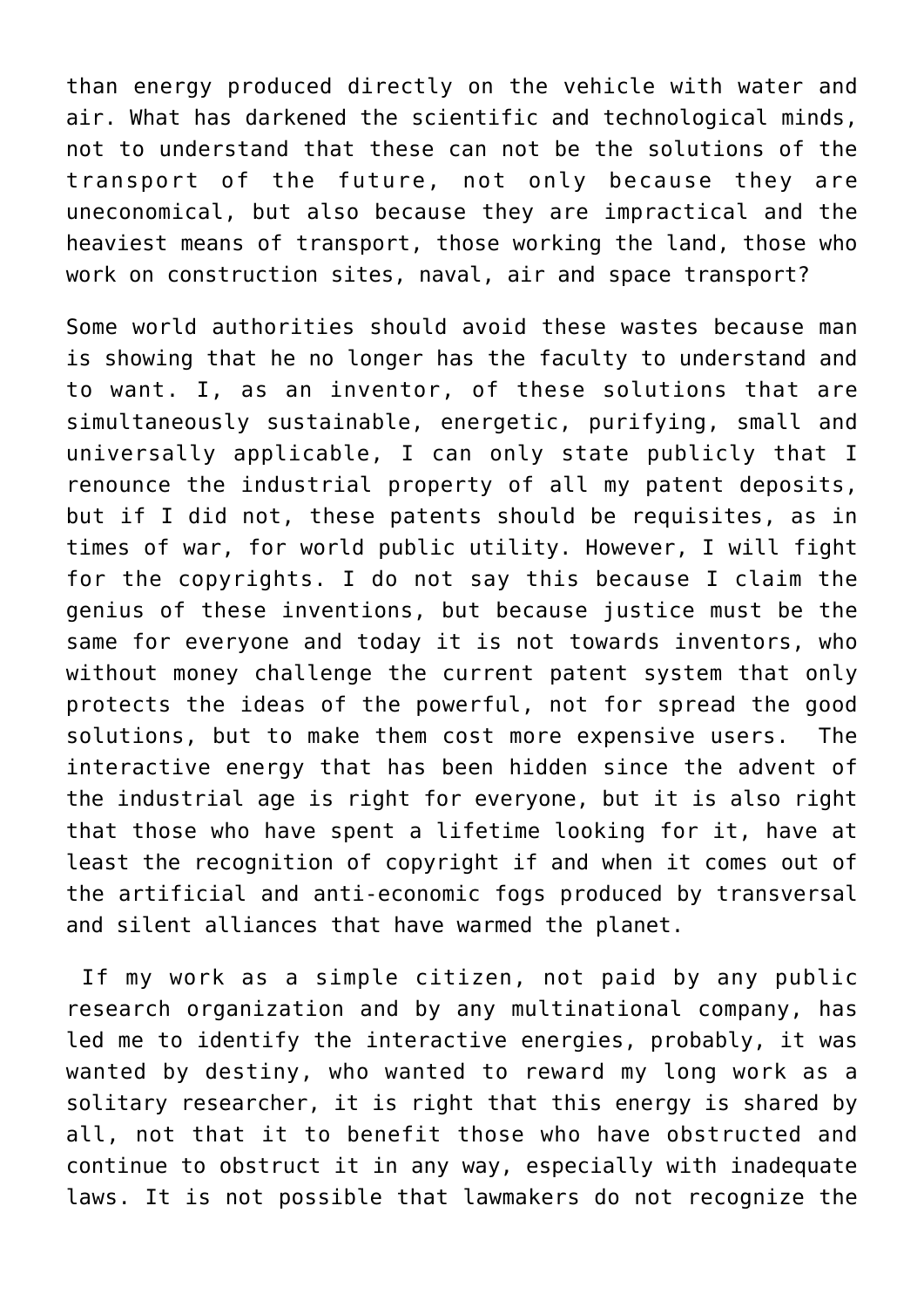than energy produced directly on the vehicle with water and air. What has darkened the scientific and technological minds, not to understand that these can not be the solutions of the transport of the future, not only because they are uneconomical, but also because they are impractical and the heaviest means of transport, those working the land, those who work on construction sites, naval, air and space transport?

Some world authorities should avoid these wastes because man is showing that he no longer has the faculty to understand and to want. I, as an inventor, of these solutions that are simultaneously sustainable, energetic, purifying, small and universally applicable, I can only state publicly that I renounce the industrial property of all my patent deposits, but if I did not, these patents should be requisites, as in times of war, for world public utility. However, I will fight for the copyrights. I do not say this because I claim the genius of these inventions, but because justice must be the same for everyone and today it is not towards inventors, who without money challenge the current patent system that only protects the ideas of the powerful, not for spread the good solutions, but to make them cost more expensive users. The interactive energy that has been hidden since the advent of the industrial age is right for everyone, but it is also right that those who have spent a lifetime looking for it, have at least the recognition of copyright if and when it comes out of the artificial and anti-economic fogs produced by transversal and silent alliances that have warmed the planet.

If my work as a simple citizen, not paid by any public research organization and by any multinational company, has led me to identify the interactive energies, probably, it was wanted by destiny, who wanted to reward my long work as a solitary researcher, it is right that this energy is shared by all, not that it to benefit those who have obstructed and continue to obstruct it in any way, especially with inadequate laws. It is not possible that lawmakers do not recognize the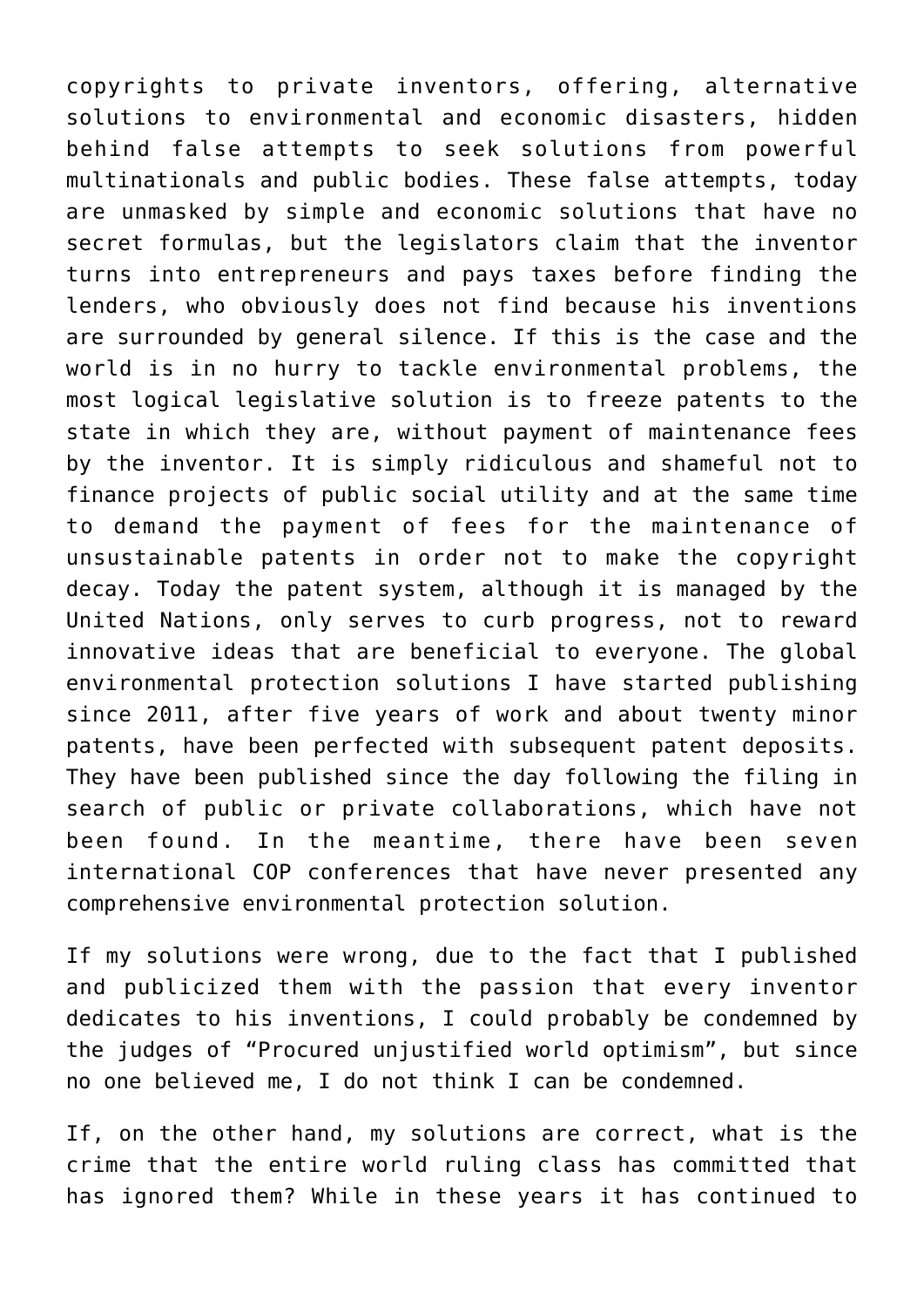copyrights to private inventors, offering, alternative solutions to environmental and economic disasters, hidden behind false attempts to seek solutions from powerful multinationals and public bodies. These false attempts, today are unmasked by simple and economic solutions that have no secret formulas, but the legislators claim that the inventor turns into entrepreneurs and pays taxes before finding the lenders, who obviously does not find because his inventions are surrounded by general silence. If this is the case and the world is in no hurry to tackle environmental problems, the most logical legislative solution is to freeze patents to the state in which they are, without payment of maintenance fees by the inventor. It is simply ridiculous and shameful not to finance projects of public social utility and at the same time to demand the payment of fees for the maintenance of unsustainable patents in order not to make the copyright decay. Today the patent system, although it is managed by the United Nations, only serves to curb progress, not to reward innovative ideas that are beneficial to everyone. The global environmental protection solutions I have started publishing since 2011, after five years of work and about twenty minor patents, have been perfected with subsequent patent deposits. They have been published since the day following the filing in search of public or private collaborations, which have not been found. In the meantime, there have been seven international COP conferences that have never presented any comprehensive environmental protection solution.

If my solutions were wrong, due to the fact that I published and publicized them with the passion that every inventor dedicates to his inventions, I could probably be condemned by the judges of "Procured unjustified world optimism", but since no one believed me, I do not think I can be condemned.

If, on the other hand, my solutions are correct, what is the crime that the entire world ruling class has committed that has ignored them? While in these years it has continued to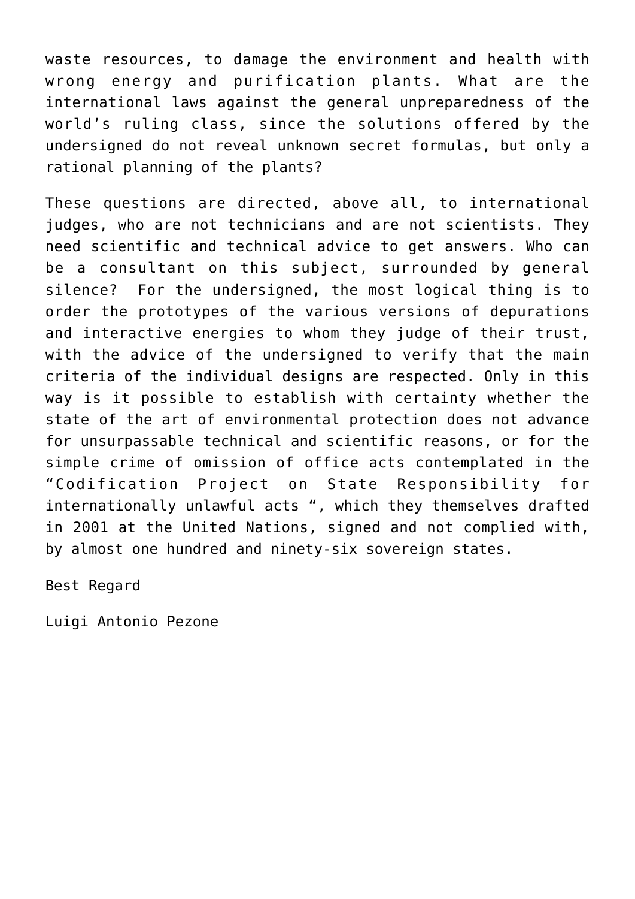waste resources, to damage the environment and health with wrong energy and purification plants. What are the international laws against the general unpreparedness of the world's ruling class, since the solutions offered by the undersigned do not reveal unknown secret formulas, but only a rational planning of the plants?

These questions are directed, above all, to international judges, who are not technicians and are not scientists. They need scientific and technical advice to get answers. Who can be a consultant on this subject, surrounded by general silence? For the undersigned, the most logical thing is to order the prototypes of the various versions of depurations and interactive energies to whom they judge of their trust, with the advice of the undersigned to verify that the main criteria of the individual designs are respected. Only in this way is it possible to establish with certainty whether the state of the art of environmental protection does not advance for unsurpassable technical and scientific reasons, or for the simple crime of omission of office acts contemplated in the "Codification Project on State Responsibility for internationally unlawful acts ", which they themselves drafted in 2001 at the United Nations, signed and not complied with, by almost one hundred and ninety-six sovereign states.

Best Regard

Luigi Antonio Pezone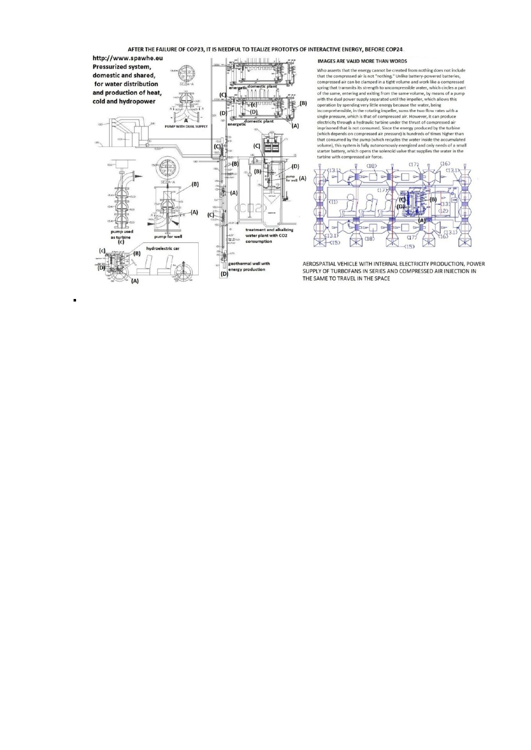# AFTER THE FAILURE OF COP23, IT IS NEEDFUL TO TEALIZE PROTOTYS OF INTERACTIVE ENERGY, BEFORE COP24.

**http://www.spawhe.eu**
**Pressurized system, domestic and shared, for water distribution and production of heat, cold and hydropower**

PUMP WITH DUAL SUPPLY

energetic domestic plant

energetic domestic plant

pump used as turbine

pump for well

treatment and alkalizing water plant with CO2 consumption

hydroelectric car

geothermal well with energy production

**IMAGES ARE VALID MORE THAN WORDS**

Who asserts that the energy cannot be created from nothing does not include that the compressed air is not "nothing." Unlike battery-powered batteries, compressed air can be clamped in a tight volume and work like a compressed spring that transmits its strength to uncompressible water, which circles a part of the same, entering and exiting from the same volume, by means of a pump with the dual power supply separated until the impeller, which allows this operation by spending very little energy because the water, being incomprehensible, in the rotating impeller, sums the two flow rates with a single pressure, which is that of compressed air. However, it can produce electricity through a hydraulic turbine under the thrust of compressed air imprisoned that is not consumed. Since the energy produced by the turbine (which depends on compressed air pressure) is hundreds of times higher than that consumed by the pump (which recycles the water inside the accumulated volume), this system is fully autonomously energized and only needs of a small starter battery, which opens the solenoid valve that supplies the water in the turbine with compressed air force.

AEROSPATIAL VEHICLE WITH INTERNAL ELECTRICITY PRODUCTION, POWER SUPPLY OF TURBOFANS IN SERIES AND COMPRESSED AIR INJECTION IN THE SAME TO TRAVEL IN THE SPACE